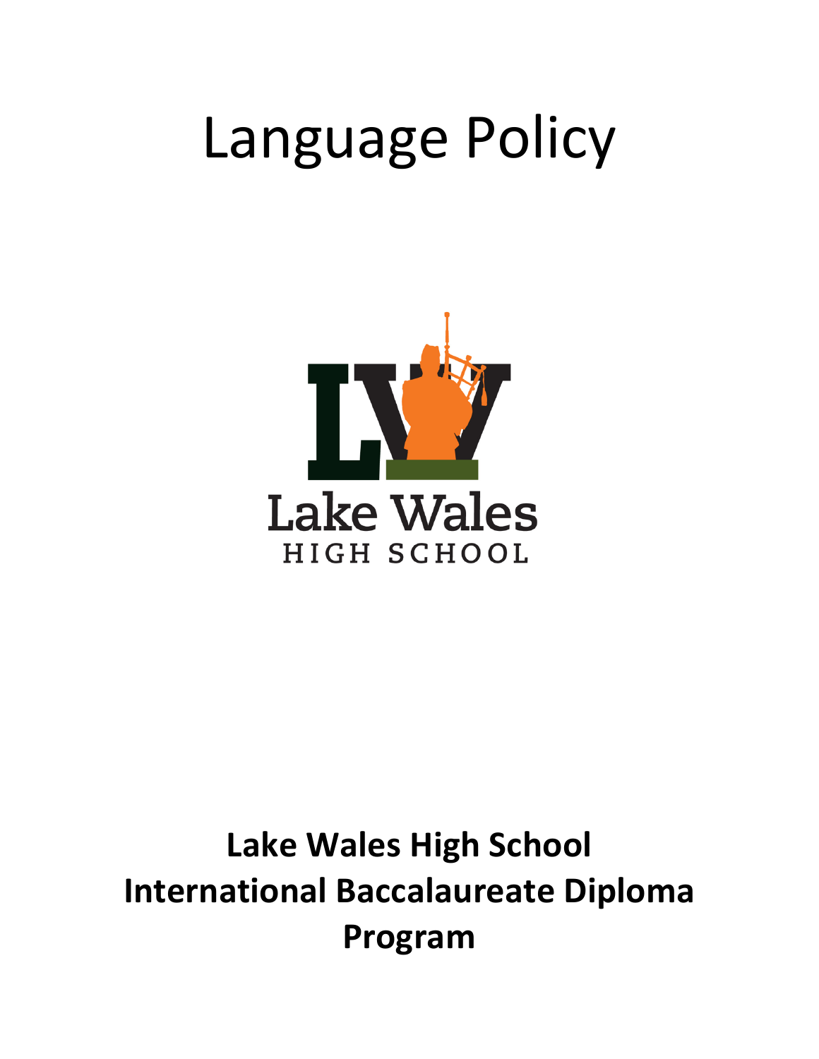# Language Policy

Lake Wales
HIGH SCHOOL

**Lake Wales High School**
**International Baccalaureate Diploma Program**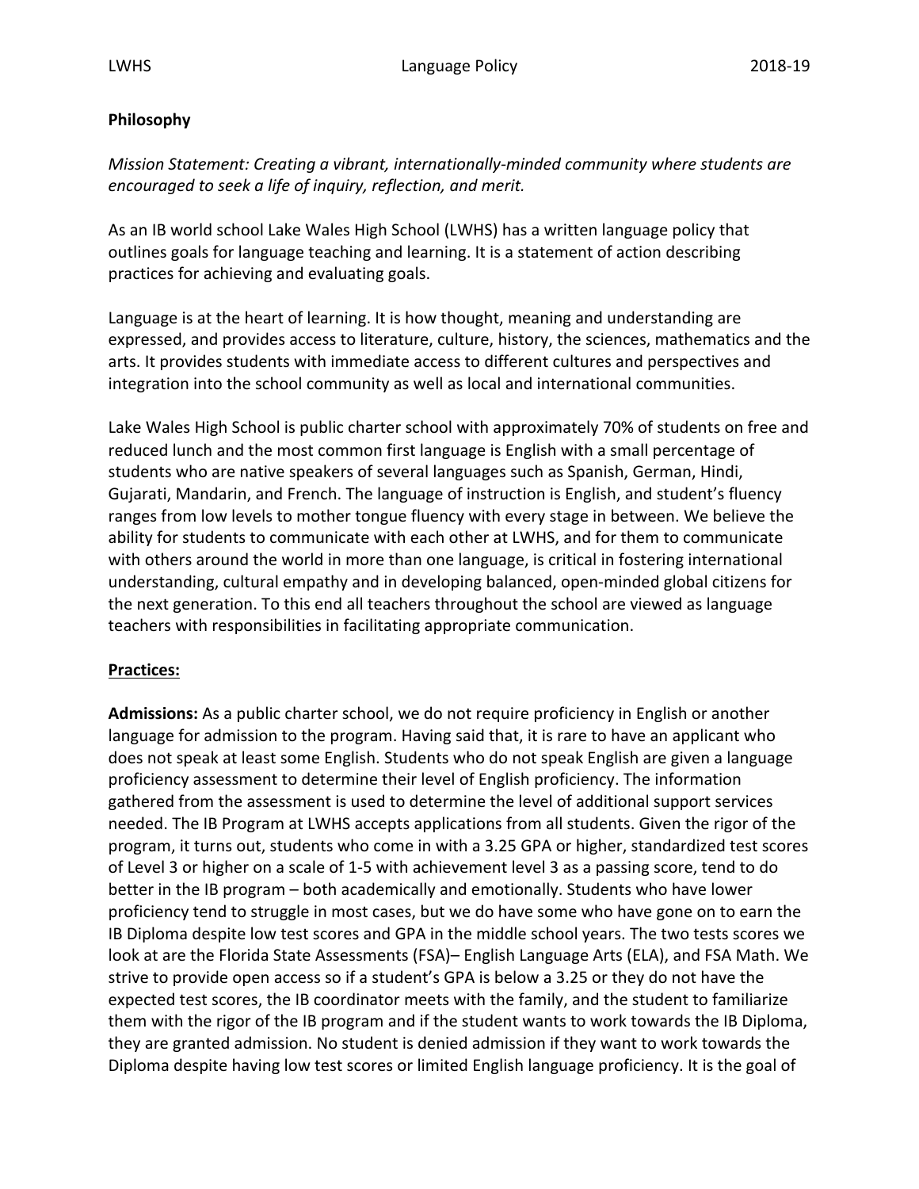**Philosophy**

*Mission Statement: Creating a vibrant, internationally-minded community where students are encouraged to seek a life of inquiry, reflection, and merit.*

As an IB world school Lake Wales High School (LWHS) has a written language policy that outlines goals for language teaching and learning. It is a statement of action describing practices for achieving and evaluating goals.

Language is at the heart of learning. It is how thought, meaning and understanding are expressed, and provides access to literature, culture, history, the sciences, mathematics and the arts. It provides students with immediate access to different cultures and perspectives and integration into the school community as well as local and international communities.

Lake Wales High School is public charter school with approximately 70% of students on free and reduced lunch and the most common first language is English with a small percentage of students who are native speakers of several languages such as Spanish, German, Hindi, Gujarati, Mandarin, and French. The language of instruction is English, and student's fluency ranges from low levels to mother tongue fluency with every stage in between. We believe the ability for students to communicate with each other at LWHS, and for them to communicate with others around the world in more than one language, is critical in fostering international understanding, cultural empathy and in developing balanced, open-minded global citizens for the next generation. To this end all teachers throughout the school are viewed as language teachers with responsibilities in facilitating appropriate communication.

**Practices:**

**Admissions:** As a public charter school, we do not require proficiency in English or another language for admission to the program. Having said that, it is rare to have an applicant who does not speak at least some English. Students who do not speak English are given a language proficiency assessment to determine their level of English proficiency. The information gathered from the assessment is used to determine the level of additional support services needed. The IB Program at LWHS accepts applications from all students. Given the rigor of the program, it turns out, students who come in with a 3.25 GPA or higher, standardized test scores of Level 3 or higher on a scale of 1-5 with achievement level 3 as a passing score, tend to do better in the IB program – both academically and emotionally. Students who have lower proficiency tend to struggle in most cases, but we do have some who have gone on to earn the IB Diploma despite low test scores and GPA in the middle school years. The two tests scores we look at are the Florida State Assessments (FSA)– English Language Arts (ELA), and FSA Math. We strive to provide open access so if a student's GPA is below a 3.25 or they do not have the expected test scores, the IB coordinator meets with the family, and the student to familiarize them with the rigor of the IB program and if the student wants to work towards the IB Diploma, they are granted admission. No student is denied admission if they want to work towards the Diploma despite having low test scores or limited English language proficiency. It is the goal of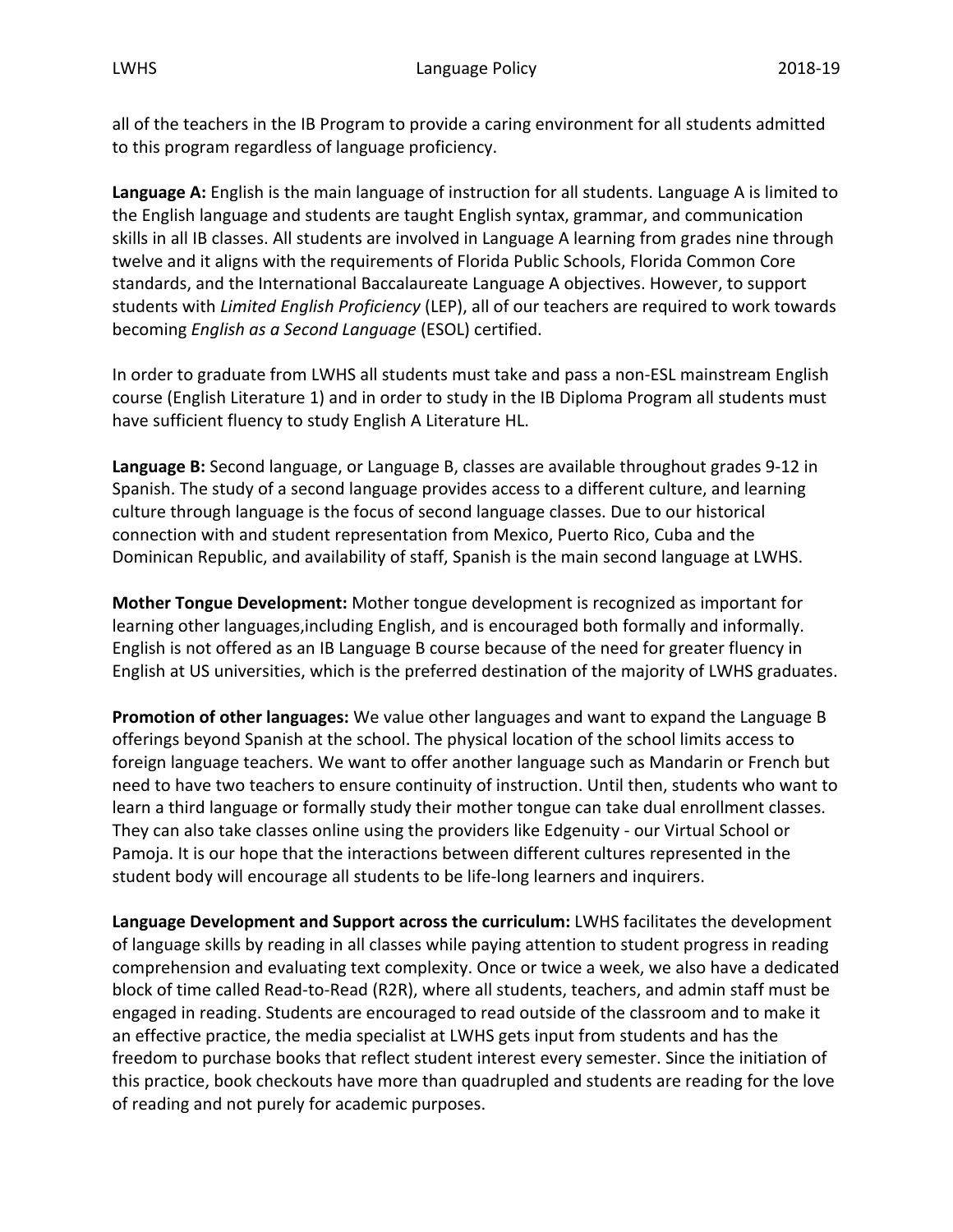all of the teachers in the IB Program to provide a caring environment for all students admitted to this program regardless of language proficiency.

**Language A:** English is the main language of instruction for all students. Language A is limited to the English language and students are taught English syntax, grammar, and communication skills in all IB classes. All students are involved in Language A learning from grades nine through twelve and it aligns with the requirements of Florida Public Schools, Florida Common Core standards, and the International Baccalaureate Language A objectives. However, to support students with *Limited English Proficiency* (LEP), all of our teachers are required to work towards becoming *English as a Second Language* (ESOL) certified.

In order to graduate from LWHS all students must take and pass a non-ESL mainstream English course (English Literature 1) and in order to study in the IB Diploma Program all students must have sufficient fluency to study English A Literature HL.

**Language B:** Second language, or Language B, classes are available throughout grades 9-12 in Spanish. The study of a second language provides access to a different culture, and learning culture through language is the focus of second language classes. Due to our historical connection with and student representation from Mexico, Puerto Rico, Cuba and the Dominican Republic, and availability of staff, Spanish is the main second language at LWHS.

**Mother Tongue Development:** Mother tongue development is recognized as important for learning other languages,including English, and is encouraged both formally and informally. English is not offered as an IB Language B course because of the need for greater fluency in English at US universities, which is the preferred destination of the majority of LWHS graduates.

**Promotion of other languages:** We value other languages and want to expand the Language B offerings beyond Spanish at the school. The physical location of the school limits access to foreign language teachers. We want to offer another language such as Mandarin or French but need to have two teachers to ensure continuity of instruction. Until then, students who want to learn a third language or formally study their mother tongue can take dual enrollment classes. They can also take classes online using the providers like Edgenuity - our Virtual School or Pamoja. It is our hope that the interactions between different cultures represented in the student body will encourage all students to be life-long learners and inquirers.

**Language Development and Support across the curriculum:** LWHS facilitates the development of language skills by reading in all classes while paying attention to student progress in reading comprehension and evaluating text complexity. Once or twice a week, we also have a dedicated block of time called Read-to-Read (R2R), where all students, teachers, and admin staff must be engaged in reading. Students are encouraged to read outside of the classroom and to make it an effective practice, the media specialist at LWHS gets input from students and has the freedom to purchase books that reflect student interest every semester. Since the initiation of this practice, book checkouts have more than quadrupled and students are reading for the love of reading and not purely for academic purposes.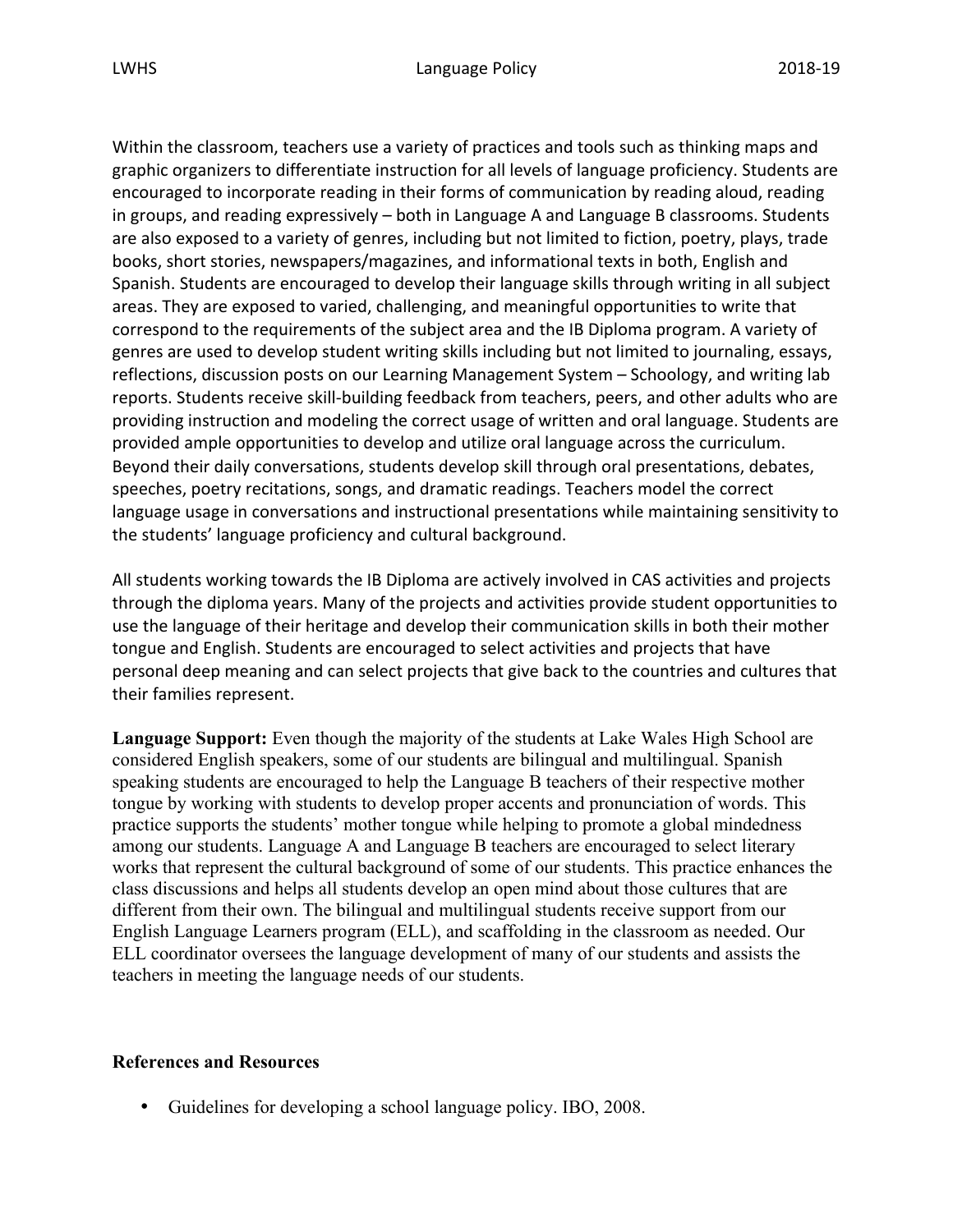Within the classroom, teachers use a variety of practices and tools such as thinking maps and graphic organizers to differentiate instruction for all levels of language proficiency. Students are encouraged to incorporate reading in their forms of communication by reading aloud, reading in groups, and reading expressively – both in Language A and Language B classrooms. Students are also exposed to a variety of genres, including but not limited to fiction, poetry, plays, trade books, short stories, newspapers/magazines, and informational texts in both, English and Spanish. Students are encouraged to develop their language skills through writing in all subject areas. They are exposed to varied, challenging, and meaningful opportunities to write that correspond to the requirements of the subject area and the IB Diploma program. A variety of genres are used to develop student writing skills including but not limited to journaling, essays, reflections, discussion posts on our Learning Management System – Schoology, and writing lab reports. Students receive skill-building feedback from teachers, peers, and other adults who are providing instruction and modeling the correct usage of written and oral language. Students are provided ample opportunities to develop and utilize oral language across the curriculum. Beyond their daily conversations, students develop skill through oral presentations, debates, speeches, poetry recitations, songs, and dramatic readings. Teachers model the correct language usage in conversations and instructional presentations while maintaining sensitivity to the students' language proficiency and cultural background.

All students working towards the IB Diploma are actively involved in CAS activities and projects through the diploma years. Many of the projects and activities provide student opportunities to use the language of their heritage and develop their communication skills in both their mother tongue and English. Students are encouraged to select activities and projects that have personal deep meaning and can select projects that give back to the countries and cultures that their families represent.

**Language Support:** Even though the majority of the students at Lake Wales High School are considered English speakers, some of our students are bilingual and multilingual. Spanish speaking students are encouraged to help the Language B teachers of their respective mother tongue by working with students to develop proper accents and pronunciation of words. This practice supports the students' mother tongue while helping to promote a global mindedness among our students. Language A and Language B teachers are encouraged to select literary works that represent the cultural background of some of our students. This practice enhances the class discussions and helps all students develop an open mind about those cultures that are different from their own. The bilingual and multilingual students receive support from our English Language Learners program (ELL), and scaffolding in the classroom as needed. Our ELL coordinator oversees the language development of many of our students and assists the teachers in meeting the language needs of our students.

**References and Resources**

- Guidelines for developing a school language policy. IBO, 2008.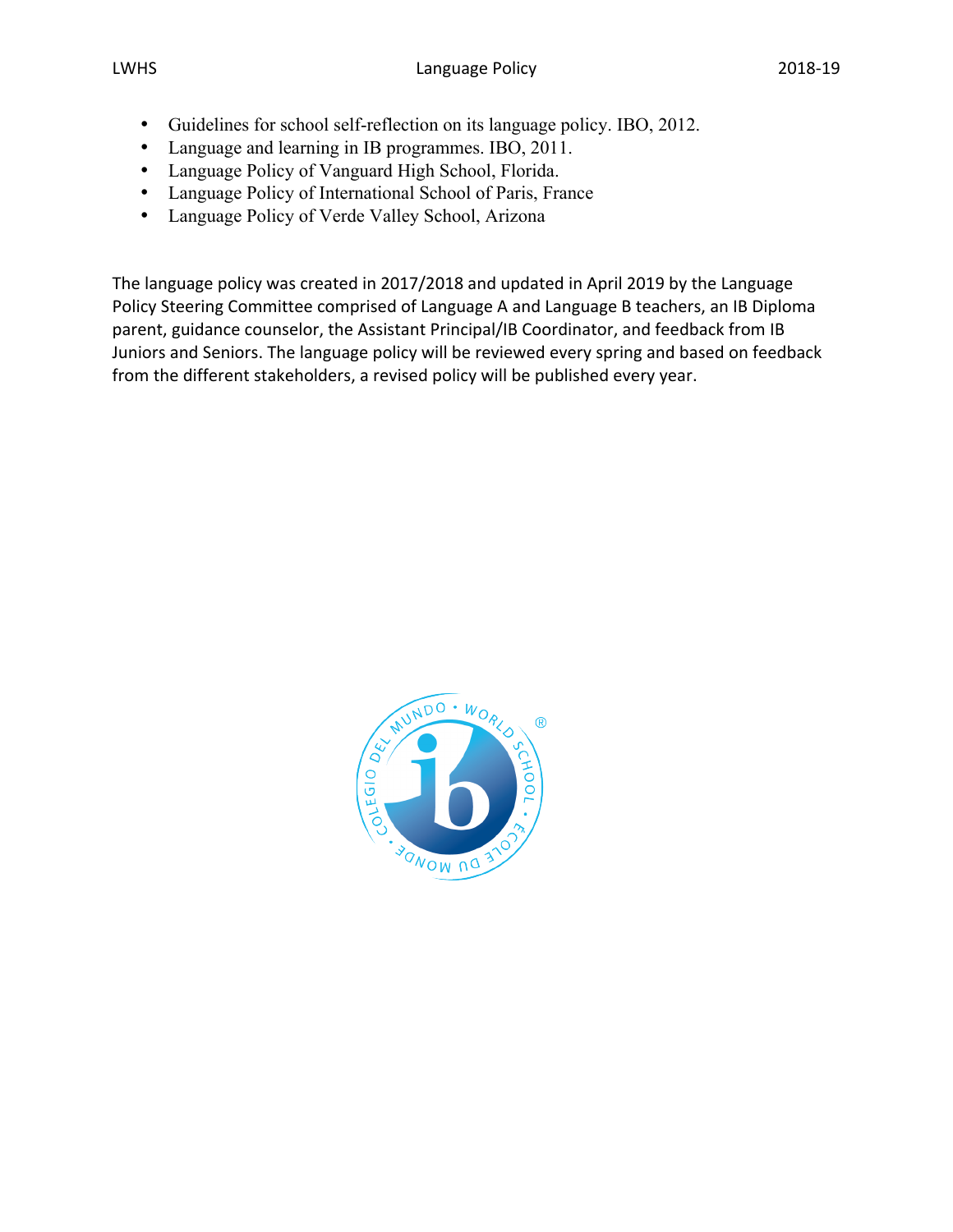- Guidelines for school self-reflection on its language policy. IBO, 2012.
- Language and learning in IB programmes. IBO, 2011.
- Language Policy of Vanguard High School, Florida.
- Language Policy of International School of Paris, France
- Language Policy of Verde Valley School, Arizona

The language policy was created in 2017/2018 and updated in April 2019 by the Language Policy Steering Committee comprised of Language A and Language B teachers, an IB Diploma parent, guidance counselor, the Assistant Principal/IB Coordinator, and feedback from IB Juniors and Seniors. The language policy will be reviewed every spring and based on feedback from the different stakeholders, a revised policy will be published every year.